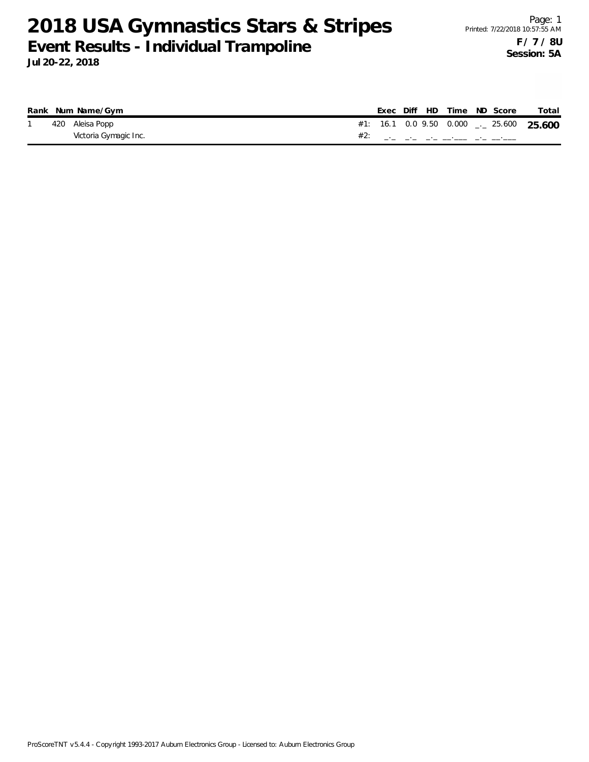# 2018 USA Gymnastics Stars & Stripes

## Event Results - Individual Trampoline

**Jul 20-22, 2018**

Page: 1
Printed: 7/22/2018 10:57:55 AM

**F / 7 / 8U**
**Session: 5A**

| Rank | Num | Name/Gym | | Exec | Diff | HD | Time | ND | Score | Total |
|---|---|---|---|---|---|---|---|---|---|---|
| 1 | 420 | Aleisa Popp | #1: | 16.1 | 0.0 | 9.50 | 0.000 | _._ | 25.600 | **25.600** |
| | | Victoria Gymagic Inc. | #2: | _._ | _._ | _._ | __.___ | _._ | __.___ | |

ProScoreTNT v5.4.4 - Copyright 1993-2017 Auburn Electronics Group - Licensed to: Auburn Electronics Group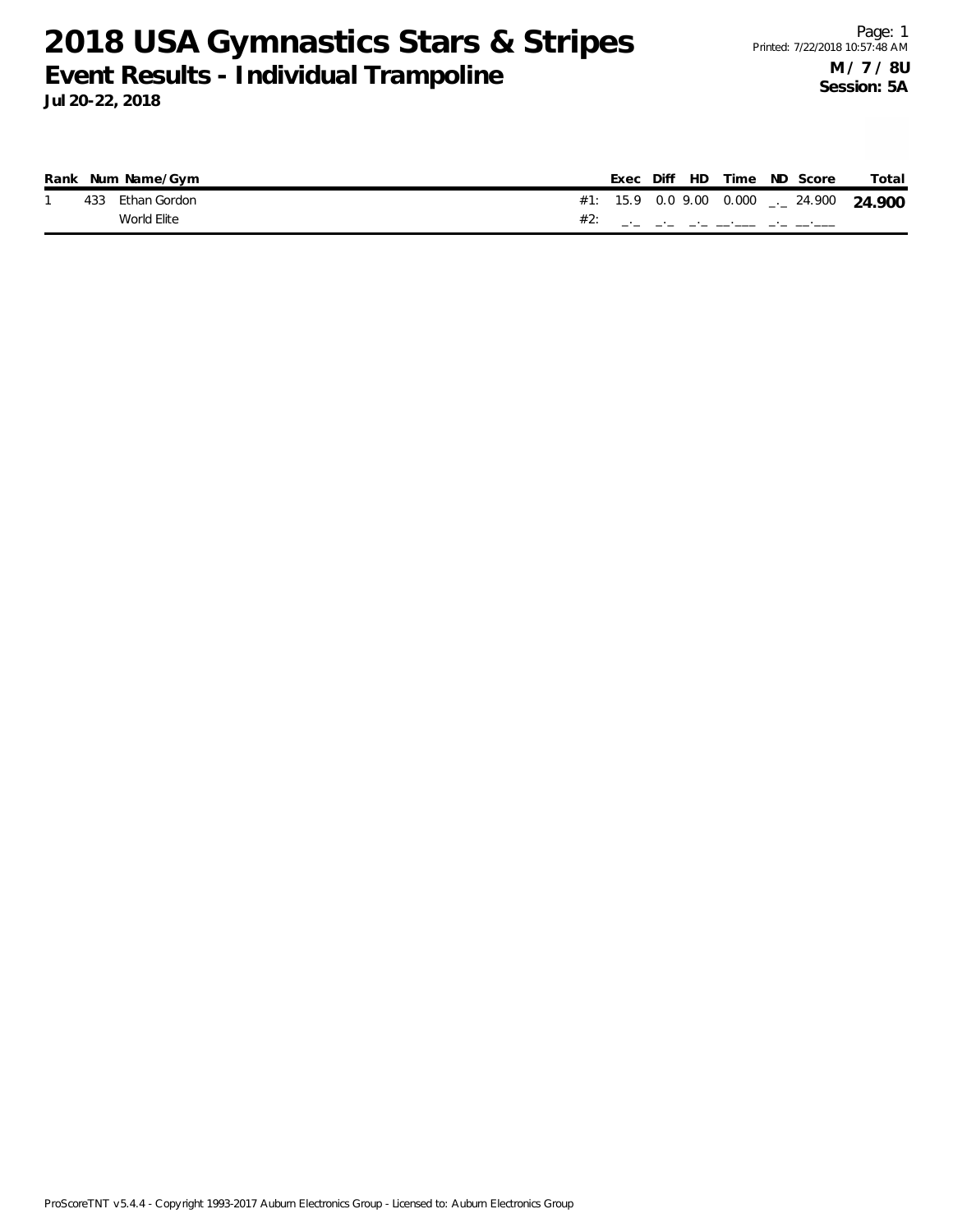# 2018 USA Gymnastics Stars & Stripes

## Event Results - Individual Trampoline

**Jul 20-22, 2018**

Page: 1
Printed: 7/22/2018 10:57:48 AM

**M / 7 / 8U**
**Session: 5A**

| Rank | Num | Name/Gym | | Exec | Diff | HD | Time | ND | Score | Total |
|---|---|---|---|---|---|---|---|---|---|---|
| 1 | 433 | Ethan Gordon | #1: | 15.9 | 0.0 | 9.00 | 0.000 | _._ | 24.900 | **24.900** |
| | | World Elite | #2: | _._ | _._ | _._ | __.___ | _._ | __.___ | |

ProScoreTNT v5.4.4 - Copyright 1993-2017 Auburn Electronics Group - Licensed to: Auburn Electronics Group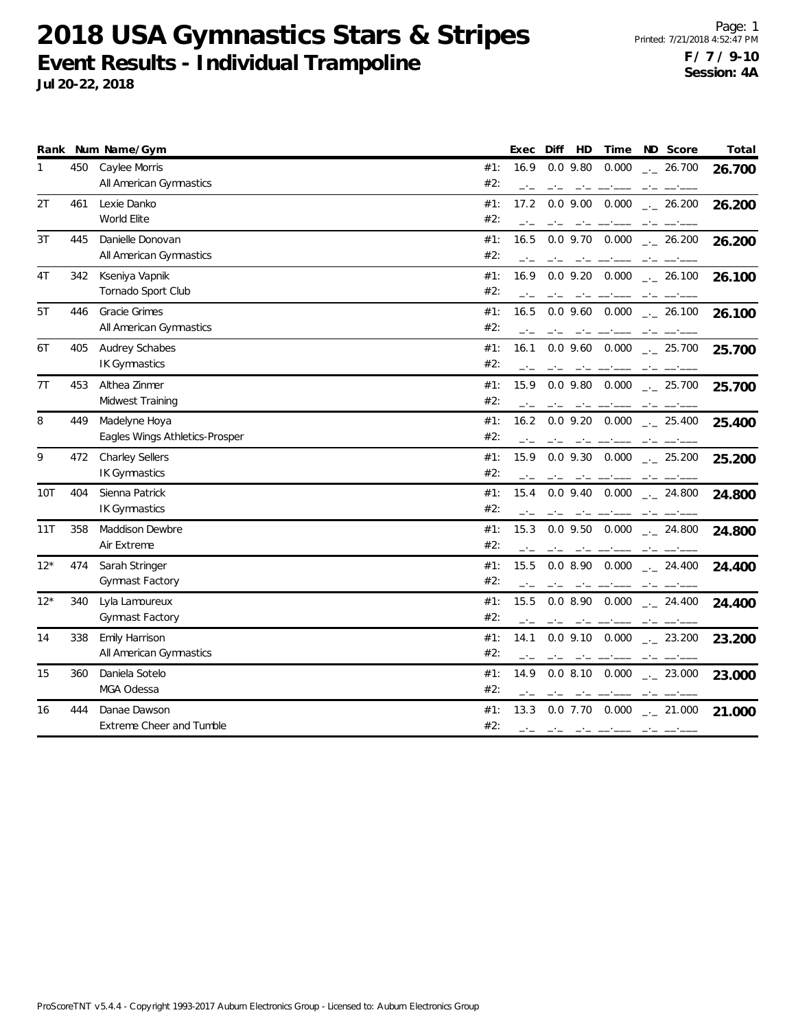# 2018 USA Gymnastics Stars & Stripes

## Event Results - Individual Trampoline

**Jul 20-22, 2018**

**F / 7 / 9-10**
**Session: 4A**

| Rank | Num | Name/Gym | | Exec | Diff | HD | Time | ND | Score | Total |
|---|---|---|---|---|---|---|---|---|---|---|
| 1 | 450 | Caylee Morris | #1: | 16.9 | 0.0 | 9.80 | 0.000 | _._ | 26.700 | **26.700** |
| | | All American Gymnastics | #2: | _._ | _._ | _._ | __.___ | _._ | __.___ | |
| 2T | 461 | Lexie Danko | #1: | 17.2 | 0.0 | 9.00 | 0.000 | _._ | 26.200 | **26.200** |
| | | World Elite | #2: | _._ | _._ | _._ | __.___ | _._ | __.___ | |
| 3T | 445 | Danielle Donovan | #1: | 16.5 | 0.0 | 9.70 | 0.000 | _._ | 26.200 | **26.200** |
| | | All American Gymnastics | #2: | _._ | _._ | _._ | __.___ | _._ | __.___ | |
| 4T | 342 | Kseniya Vapnik | #1: | 16.9 | 0.0 | 9.20 | 0.000 | _._ | 26.100 | **26.100** |
| | | Tornado Sport Club | #2: | _._ | _._ | _._ | __.___ | _._ | __.___ | |
| 5T | 446 | Gracie Grimes | #1: | 16.5 | 0.0 | 9.60 | 0.000 | _._ | 26.100 | **26.100** |
| | | All American Gymnastics | #2: | _._ | _._ | _._ | __.___ | _._ | __.___ | |
| 6T | 405 | Audrey Schabes | #1: | 16.1 | 0.0 | 9.60 | 0.000 | _._ | 25.700 | **25.700** |
| | | IK Gymnastics | #2: | _._ | _._ | _._ | __.___ | _._ | __.___ | |
| 7T | 453 | Althea Zinmer | #1: | 15.9 | 0.0 | 9.80 | 0.000 | _._ | 25.700 | **25.700** |
| | | Midwest Training | #2: | _._ | _._ | _._ | __.___ | _._ | __.___ | |
| 8 | 449 | Madelyne Hoya | #1: | 16.2 | 0.0 | 9.20 | 0.000 | _._ | 25.400 | **25.400** |
| | | Eagles Wings Athletics-Prosper | #2: | _._ | _._ | _._ | __.___ | _._ | __.___ | |
| 9 | 472 | Charley Sellers | #1: | 15.9 | 0.0 | 9.30 | 0.000 | _._ | 25.200 | **25.200** |
| | | IK Gymnastics | #2: | _._ | _._ | _._ | __.___ | _._ | __.___ | |
| 10T | 404 | Sienna Patrick | #1: | 15.4 | 0.0 | 9.40 | 0.000 | _._ | 24.800 | **24.800** |
| | | IK Gymnastics | #2: | _._ | _._ | _._ | __.___ | _._ | __.___ | |
| 11T | 358 | Maddison Dewbre | #1: | 15.3 | 0.0 | 9.50 | 0.000 | _._ | 24.800 | **24.800** |
| | | Air Extreme | #2: | _._ | _._ | _._ | __.___ | _._ | __.___ | |
| 12* | 474 | Sarah Stringer | #1: | 15.5 | 0.0 | 8.90 | 0.000 | _._ | 24.400 | **24.400** |
| | | Gymnast Factory | #2: | _._ | _._ | _._ | __.___ | _._ | __.___ | |
| 12* | 340 | Lyla Lamoureux | #1: | 15.5 | 0.0 | 8.90 | 0.000 | _._ | 24.400 | **24.400** |
| | | Gymnast Factory | #2: | _._ | _._ | _._ | __.___ | _._ | __.___ | |
| 14 | 338 | Emily Harrison | #1: | 14.1 | 0.0 | 9.10 | 0.000 | _._ | 23.200 | **23.200** |
| | | All American Gymnastics | #2: | _._ | _._ | _._ | __.___ | _._ | __.___ | |
| 15 | 360 | Daniela Sotelo | #1: | 14.9 | 0.0 | 8.10 | 0.000 | _._ | 23.000 | **23.000** |
| | | MGA Odessa | #2: | _._ | _._ | _._ | __.___ | _._ | __.___ | |
| 16 | 444 | Danae Dawson | #1: | 13.3 | 0.0 | 7.70 | 0.000 | _._ | 21.000 | **21.000** |
| | | Extreme Cheer and Tumble | #2: | _._ | _._ | _._ | __.___ | _._ | __.___ | |

ProScoreTNT v5.4.4 - Copyright 1993-2017 Auburn Electronics Group - Licensed to: Auburn Electronics Group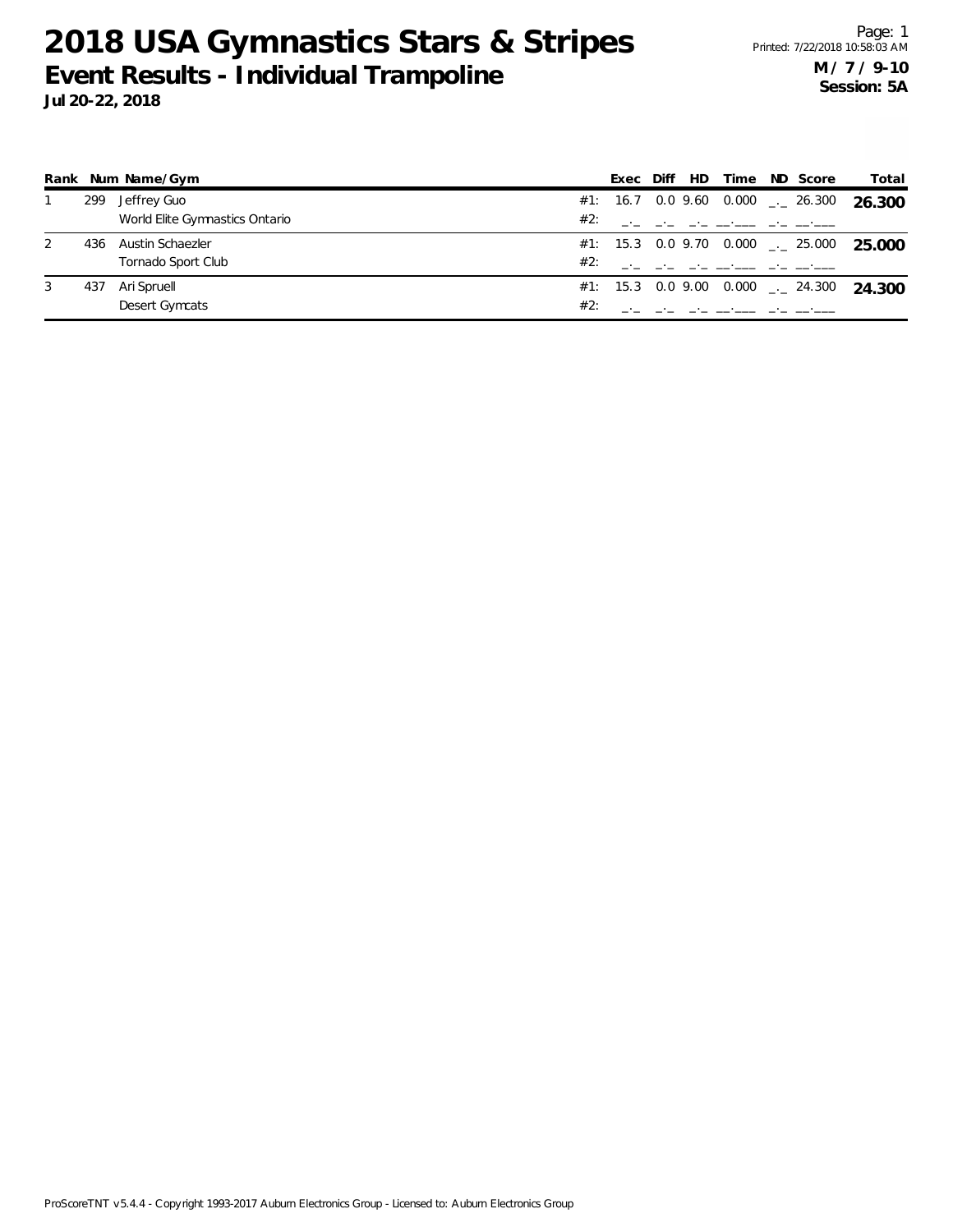# 2018 USA Gymnastics Stars & Stripes

## Event Results - Individual Trampoline

**Jul 20-22, 2018**

**M / 7 / 9-10**
**Session: 5A**

| Rank | Num | Name/Gym | | Exec | Diff | HD | Time | ND | Score | Total |
|---|---|---|---|---|---|---|---|---|---|---|
| 1 | 299 | Jeffrey Guo | #1: | 16.7 | 0.0 | 9.60 | 0.000 | _._ | 26.300 | **26.300** |
| | | World Elite Gymnastics Ontario | #2: | _._ | _._ | _._ | __.___ | _._ | __.___ | |
| 2 | 436 | Austin Schaezler | #1: | 15.3 | 0.0 | 9.70 | 0.000 | _._ | 25.000 | **25.000** |
| | | Tornado Sport Club | #2: | _._ | _._ | _._ | __.___ | _._ | __.___ | |
| 3 | 437 | Ari Spruell | #1: | 15.3 | 0.0 | 9.00 | 0.000 | _._ | 24.300 | **24.300** |
| | | Desert Gymcats | #2: | _._ | _._ | _._ | __.___ | _._ | __.___ | |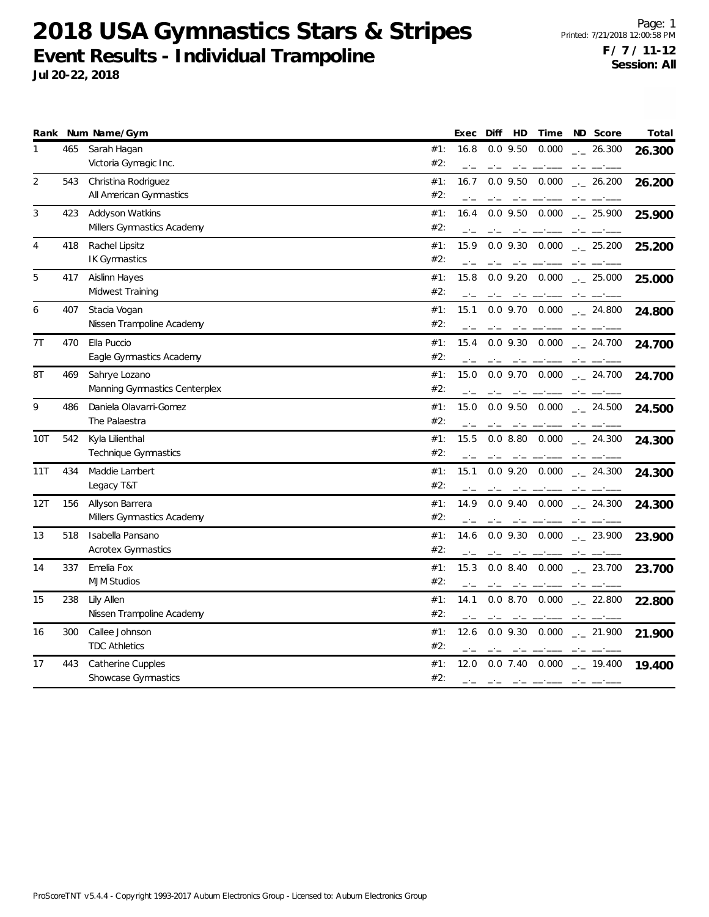# 2018 USA Gymnastics Stars & Stripes

## Event Results - Individual Trampoline

**Jul 20-22, 2018**

Page: 1
Printed: 7/21/2018 12:00:58 PM
**F / 7 / 11-12**
**Session: All**

| Rank | Num | Name/Gym | | Exec | Diff | HD | Time | ND | Score | Total |
|---|---|---|---|---|---|---|---|---|---|---|
| 1 | 465 | Sarah Hagan | #1: | 16.8 | 0.0 | 9.50 | 0.000 | _._ | 26.300 | **26.300** |
| | | Victoria Gymagic Inc. | #2: | _._ | _._ | _._ | __.___ | _._ | __.___ | |
| 2 | 543 | Christina Rodriguez | #1: | 16.7 | 0.0 | 9.50 | 0.000 | _._ | 26.200 | **26.200** |
| | | All American Gymnastics | #2: | _._ | _._ | _._ | __.___ | _._ | __.___ | |
| 3 | 423 | Addyson Watkins | #1: | 16.4 | 0.0 | 9.50 | 0.000 | _._ | 25.900 | **25.900** |
| | | Millers Gymnastics Academy | #2: | _._ | _._ | _._ | __.___ | _._ | __.___ | |
| 4 | 418 | Rachel Lipsitz | #1: | 15.9 | 0.0 | 9.30 | 0.000 | _._ | 25.200 | **25.200** |
| | | IK Gymnastics | #2: | _._ | _._ | _._ | __.___ | _._ | __.___ | |
| 5 | 417 | Aislinn Hayes | #1: | 15.8 | 0.0 | 9.20 | 0.000 | _._ | 25.000 | **25.000** |
| | | Midwest Training | #2: | _._ | _._ | _._ | __.___ | _._ | __.___ | |
| 6 | 407 | Stacia Vogan | #1: | 15.1 | 0.0 | 9.70 | 0.000 | _._ | 24.800 | **24.800** |
| | | Nissen Trampoline Academy | #2: | _._ | _._ | _._ | __.___ | _._ | __.___ | |
| 7T | 470 | Ella Puccio | #1: | 15.4 | 0.0 | 9.30 | 0.000 | _._ | 24.700 | **24.700** |
| | | Eagle Gymnastics Academy | #2: | _._ | _._ | _._ | __.___ | _._ | __.___ | |
| 8T | 469 | Sahrye Lozano | #1: | 15.0 | 0.0 | 9.70 | 0.000 | _._ | 24.700 | **24.700** |
| | | Manning Gymnastics Centerplex | #2: | _._ | _._ | _._ | __.___ | _._ | __.___ | |
| 9 | 486 | Daniela Olavarri-Gomez | #1: | 15.0 | 0.0 | 9.50 | 0.000 | _._ | 24.500 | **24.500** |
| | | The Palaestra | #2: | _._ | _._ | _._ | __.___ | _._ | __.___ | |
| 10T | 542 | Kyla Lilienthal | #1: | 15.5 | 0.0 | 8.80 | 0.000 | _._ | 24.300 | **24.300** |
| | | Technique Gymnastics | #2: | _._ | _._ | _._ | __.___ | _._ | __.___ | |
| 11T | 434 | Maddie Lambert | #1: | 15.1 | 0.0 | 9.20 | 0.000 | _._ | 24.300 | **24.300** |
| | | Legacy T&T | #2: | _._ | _._ | _._ | __.___ | _._ | __.___ | |
| 12T | 156 | Allyson Barrera | #1: | 14.9 | 0.0 | 9.40 | 0.000 | _._ | 24.300 | **24.300** |
| | | Millers Gymnastics Academy | #2: | _._ | _._ | _._ | __.___ | _._ | __.___ | |
| 13 | 518 | Isabella Pansano | #1: | 14.6 | 0.0 | 9.30 | 0.000 | _._ | 23.900 | **23.900** |
| | | Acrotex Gymnastics | #2: | _._ | _._ | _._ | __.___ | _._ | __.___ | |
| 14 | 337 | Emelia Fox | #1: | 15.3 | 0.0 | 8.40 | 0.000 | _._ | 23.700 | **23.700** |
| | | MJM Studios | #2: | _._ | _._ | _._ | __.___ | _._ | __.___ | |
| 15 | 238 | Lily Allen | #1: | 14.1 | 0.0 | 8.70 | 0.000 | _._ | 22.800 | **22.800** |
| | | Nissen Trampoline Academy | #2: | _._ | _._ | _._ | __.___ | _._ | __.___ | |
| 16 | 300 | Callee Johnson | #1: | 12.6 | 0.0 | 9.30 | 0.000 | _._ | 21.900 | **21.900** |
| | | TDC Athletics | #2: | _._ | _._ | _._ | __.___ | _._ | __.___ | |
| 17 | 443 | Catherine Cupples | #1: | 12.0 | 0.0 | 7.40 | 0.000 | _._ | 19.400 | **19.400** |
| | | Showcase Gymnastics | #2: | _._ | _._ | _._ | __.___ | _._ | __.___ | |

ProScoreTNT v5.4.4 - Copyright 1993-2017 Auburn Electronics Group - Licensed to: Auburn Electronics Group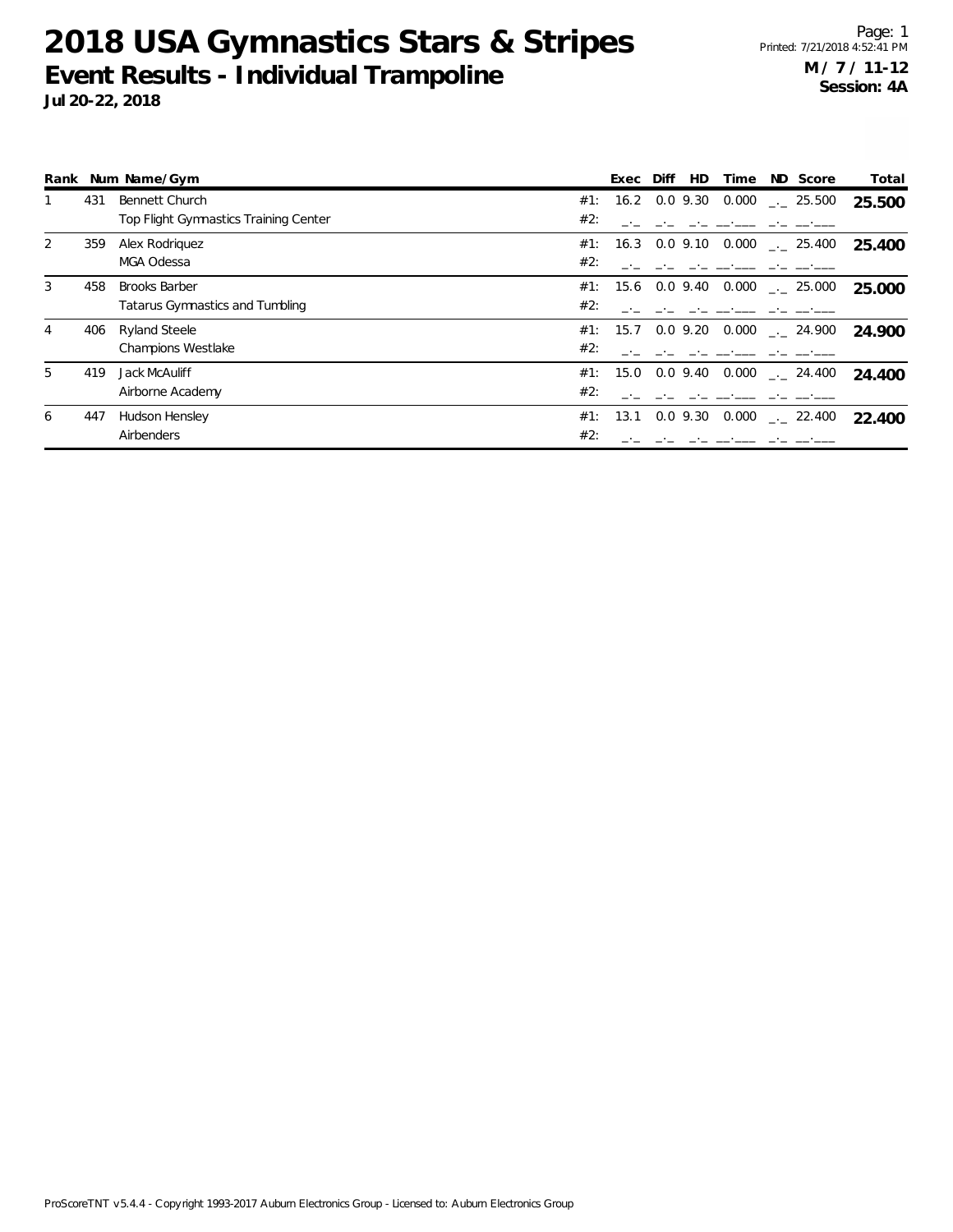# 2018 USA Gymnastics Stars & Stripes

## Event Results - Individual Trampoline

**Jul 20-22, 2018**

Printed: 7/21/2018 4:52:41 PM

**M / 7 / 11-12**
**Session: 4A**

| Rank | Num | Name/Gym | | Exec | Diff | HD | Time | ND | Score | Total |
|---|---|---|---|---|---|---|---|---|---|---|
| 1 | 431 | Bennett Church | #1: | 16.2 | 0.0 | 9.30 | 0.000 | _._ | 25.500 | **25.500** |
| | | Top Flight Gymnastics Training Center | #2: | _._ | _._ | _._ | __.___ | _._ | __.___ | |
| 2 | 359 | Alex Rodriquez | #1: | 16.3 | 0.0 | 9.10 | 0.000 | _._ | 25.400 | **25.400** |
| | | MGA Odessa | #2: | _._ | _._ | _._ | __.___ | _._ | __.___ | |
| 3 | 458 | Brooks Barber | #1: | 15.6 | 0.0 | 9.40 | 0.000 | _._ | 25.000 | **25.000** |
| | | Tatarus Gymnastics and Tumbling | #2: | _._ | _._ | _._ | __.___ | _._ | __.___ | |
| 4 | 406 | Ryland Steele | #1: | 15.7 | 0.0 | 9.20 | 0.000 | _._ | 24.900 | **24.900** |
| | | Champions Westlake | #2: | _._ | _._ | _._ | __.___ | _._ | __.___ | |
| 5 | 419 | Jack McAuliff | #1: | 15.0 | 0.0 | 9.40 | 0.000 | _._ | 24.400 | **24.400** |
| | | Airborne Academy | #2: | _._ | _._ | _._ | __.___ | _._ | __.___ | |
| 6 | 447 | Hudson Hensley | #1: | 13.1 | 0.0 | 9.30 | 0.000 | _._ | 22.400 | **22.400** |
| | | Airbenders | #2: | _._ | _._ | _._ | __.___ | _._ | __.___ | |

ProScoreTNT v5.4.4 - Copyright 1993-2017 Auburn Electronics Group - Licensed to: Auburn Electronics Group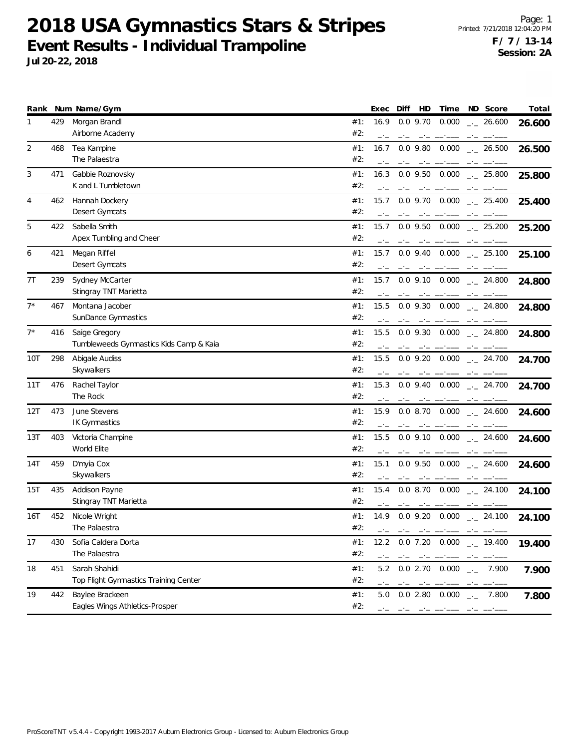# 2018 USA Gymnastics Stars & Stripes

## Event Results - Individual Trampoline

**Jul 20-22, 2018**

Page: 1
Printed: 7/21/2018 12:04:20 PM
**F / 7 / 13-14**
**Session: 2A**

| Rank | Num | Name/Gym | | Exec | Diff | HD | Time | ND | Score | Total |
|---|---|---|---|---|---|---|---|---|---|---|
| 1 | 429 | Morgan Brandl | #1: | 16.9 | 0.0 | 9.70 | 0.000 | _._ | 26.600 | **26.600** |
| | | Airborne Academy | #2: | _._ | _._ | _._ | __.___ | _._ | __.___ | |
| 2 | 468 | Tea Kampine | #1: | 16.7 | 0.0 | 9.80 | 0.000 | _._ | 26.500 | **26.500** |
| | | The Palaestra | #2: | _._ | _._ | _._ | __.___ | _._ | __.___ | |
| 3 | 471 | Gabbie Roznovsky | #1: | 16.3 | 0.0 | 9.50 | 0.000 | _._ | 25.800 | **25.800** |
| | | K and L Tumbletown | #2: | _._ | _._ | _._ | __.___ | _._ | __.___ | |
| 4 | 462 | Hannah Dockery | #1: | 15.7 | 0.0 | 9.70 | 0.000 | _._ | 25.400 | **25.400** |
| | | Desert Gymcats | #2: | _._ | _._ | _._ | __.___ | _._ | __.___ | |
| 5 | 422 | Sabella Smith | #1: | 15.7 | 0.0 | 9.50 | 0.000 | _._ | 25.200 | **25.200** |
| | | Apex Tumbling and Cheer | #2: | _._ | _._ | _._ | __.___ | _._ | __.___ | |
| 6 | 421 | Megan Riffel | #1: | 15.7 | 0.0 | 9.40 | 0.000 | _._ | 25.100 | **25.100** |
| | | Desert Gymcats | #2: | _._ | _._ | _._ | __.___ | _._ | __.___ | |
| 7T | 239 | Sydney McCarter | #1: | 15.7 | 0.0 | 9.10 | 0.000 | _._ | 24.800 | **24.800** |
| | | Stingray TNT Marietta | #2: | _._ | _._ | _._ | __.___ | _._ | __.___ | |
| 7* | 467 | Montana Jacober | #1: | 15.5 | 0.0 | 9.30 | 0.000 | _._ | 24.800 | **24.800** |
| | | SunDance Gymnastics | #2: | _._ | _._ | _._ | __.___ | _._ | __.___ | |
| 7* | 416 | Saige Gregory | #1: | 15.5 | 0.0 | 9.30 | 0.000 | _._ | 24.800 | **24.800** |
| | | Tumbleweeds Gymnastics Kids Camp & Kaia | #2: | _._ | _._ | _._ | __.___ | _._ | __.___ | |
| 10T | 298 | Abigale Audiss | #1: | 15.5 | 0.0 | 9.20 | 0.000 | _._ | 24.700 | **24.700** |
| | | Skywalkers | #2: | _._ | _._ | _._ | __.___ | _._ | __.___ | |
| 11T | 476 | Rachel Taylor | #1: | 15.3 | 0.0 | 9.40 | 0.000 | _._ | 24.700 | **24.700** |
| | | The Rock | #2: | _._ | _._ | _._ | __.___ | _._ | __.___ | |
| 12T | 473 | June Stevens | #1: | 15.9 | 0.0 | 8.70 | 0.000 | _._ | 24.600 | **24.600** |
| | | IK Gymnastics | #2: | _._ | _._ | _._ | __.___ | _._ | __.___ | |
| 13T | 403 | Victoria Champine | #1: | 15.5 | 0.0 | 9.10 | 0.000 | _._ | 24.600 | **24.600** |
| | | World Elite | #2: | _._ | _._ | _._ | __.___ | _._ | __.___ | |
| 14T | 459 | D'myia Cox | #1: | 15.1 | 0.0 | 9.50 | 0.000 | _._ | 24.600 | **24.600** |
| | | Skywalkers | #2: | _._ | _._ | _._ | __.___ | _._ | __.___ | |
| 15T | 435 | Addison Payne | #1: | 15.4 | 0.0 | 8.70 | 0.000 | _._ | 24.100 | **24.100** |
| | | Stingray TNT Marietta | #2: | _._ | _._ | _._ | __.___ | _._ | __.___ | |
| 16T | 452 | Nicole Wright | #1: | 14.9 | 0.0 | 9.20 | 0.000 | _._ | 24.100 | **24.100** |
| | | The Palaestra | #2: | _._ | _._ | _._ | __.___ | _._ | __.___ | |
| 17 | 430 | Sofia Caldera Dorta | #1: | 12.2 | 0.0 | 7.20 | 0.000 | _._ | 19.400 | **19.400** |
| | | The Palaestra | #2: | _._ | _._ | _._ | __.___ | _._ | __.___ | |
| 18 | 451 | Sarah Shahidi | #1: | 5.2 | 0.0 | 2.70 | 0.000 | _._ | 7.900 | **7.900** |
| | | Top Flight Gymnastics Training Center | #2: | _._ | _._ | _._ | __.___ | _._ | __.___ | |
| 19 | 442 | Baylee Brackeen | #1: | 5.0 | 0.0 | 2.80 | 0.000 | _._ | 7.800 | **7.800** |
| | | Eagles Wings Athletics-Prosper | #2: | _._ | _._ | _._ | __.___ | _._ | __.___ | |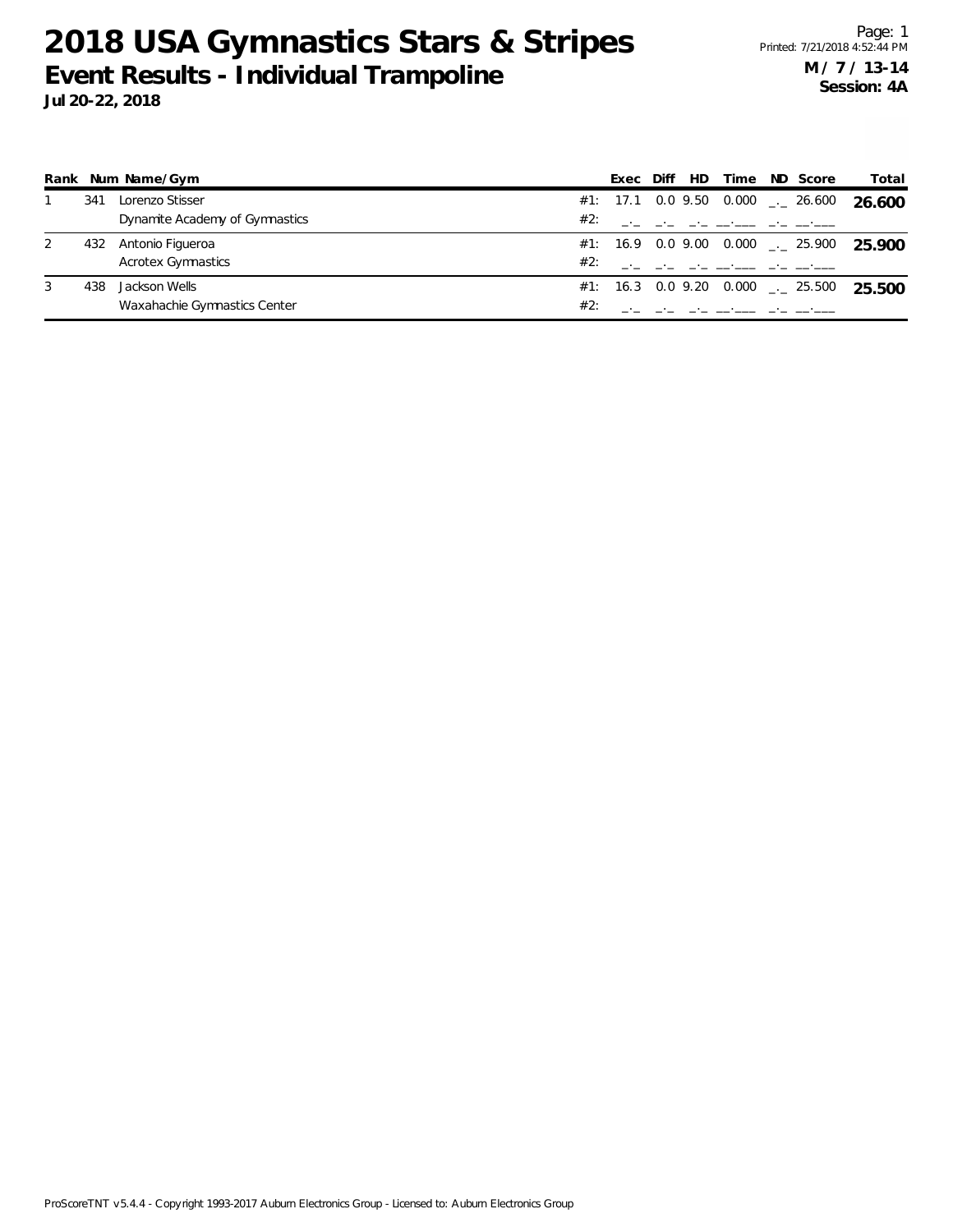# 2018 USA Gymnastics Stars & Stripes

## Event Results - Individual Trampoline

**Jul 20-22, 2018**

Printed: 7/21/2018 4:52:44 PM

**M / 7 / 13-14**
**Session: 4A**

| Rank | Num | Name/Gym | | Exec | Diff | HD | Time | ND | Score | Total |
|---|---|---|---|---|---|---|---|---|---|---|
| 1 | 341 | Lorenzo Stisser | #1: | 17.1 | 0.0 | 9.50 | 0.000 | _._ | 26.600 | **26.600** |
| | | Dynamite Academy of Gymnastics | #2: | _._ | _._ | _._ | __.___ | _._ | __.___ | |
| 2 | 432 | Antonio Figueroa | #1: | 16.9 | 0.0 | 9.00 | 0.000 | _._ | 25.900 | **25.900** |
| | | Acrotex Gymnastics | #2: | _._ | _._ | _._ | __.___ | _._ | __.___ | |
| 3 | 438 | Jackson Wells | #1: | 16.3 | 0.0 | 9.20 | 0.000 | _._ | 25.500 | **25.500** |
| | | Waxahachie Gymnastics Center | #2: | _._ | _._ | _._ | __.___ | _._ | __.___ | |

ProScoreTNT v5.4.4 - Copyright 1993-2017 Auburn Electronics Group - Licensed to: Auburn Electronics Group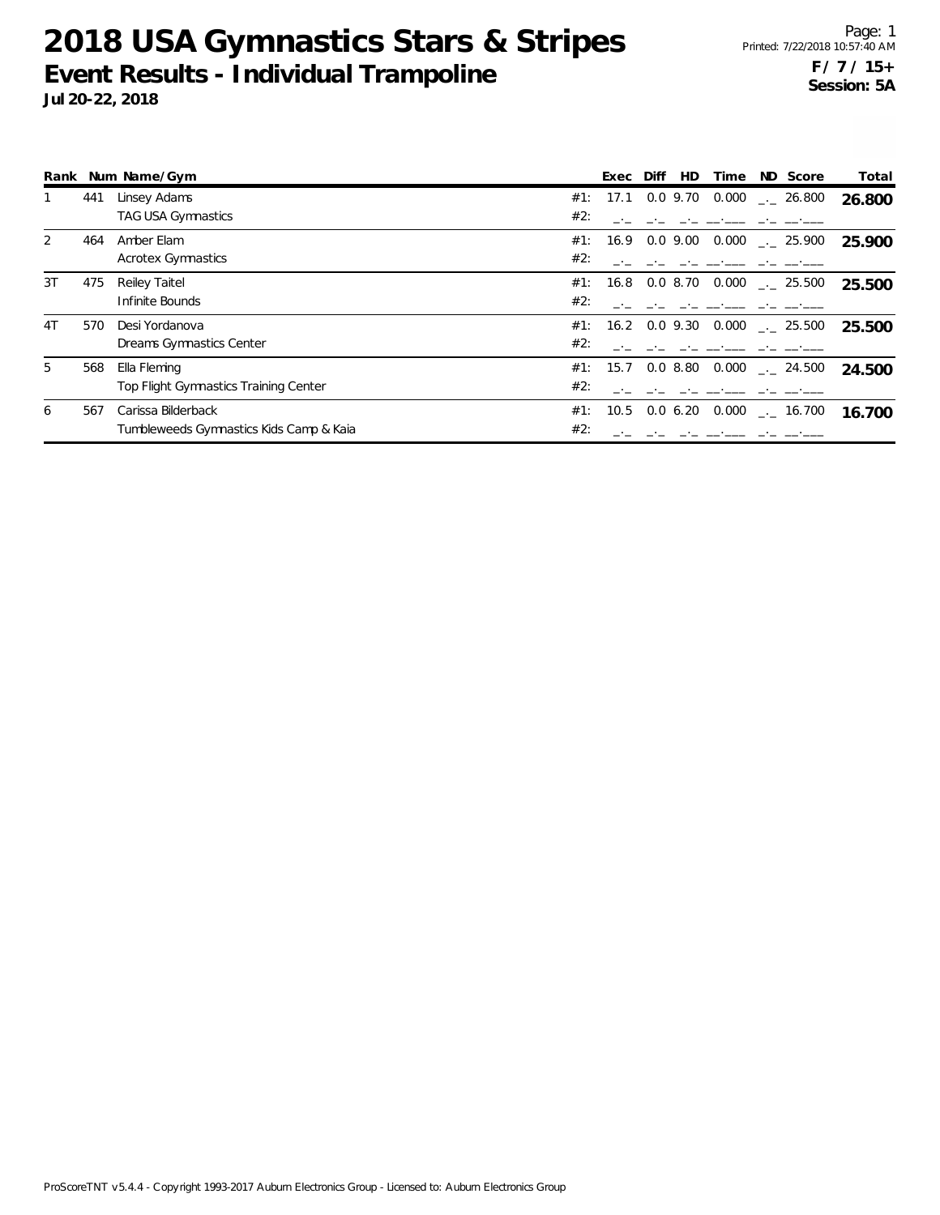# 2018 USA Gymnastics Stars & Stripes

## Event Results - Individual Trampoline

**Jul 20-22, 2018**

**F / 7 / 15+**
**Session: 5A**

| Rank | Num | Name/Gym | | Exec | Diff | HD | Time | ND | Score | Total |
|---|---|---|---|---|---|---|---|---|---|---|
| 1 | 441 | Linsey Adams | #1: | 17.1 | 0.0 | 9.70 | 0.000 | _._ | 26.800 | **26.800** |
| | | TAG USA Gymnastics | #2: | _._ | _._ | _._ | __.___ | _._ | __.___ | |
| 2 | 464 | Amber Elam | #1: | 16.9 | 0.0 | 9.00 | 0.000 | _._ | 25.900 | **25.900** |
| | | Acrotex Gymnastics | #2: | _._ | _._ | _._ | __.___ | _._ | __.___ | |
| 3T | 475 | Reiley Taitel | #1: | 16.8 | 0.0 | 8.70 | 0.000 | _._ | 25.500 | **25.500** |
| | | Infinite Bounds | #2: | _._ | _._ | _._ | __.___ | _._ | __.___ | |
| 4T | 570 | Desi Yordanova | #1: | 16.2 | 0.0 | 9.30 | 0.000 | _._ | 25.500 | **25.500** |
| | | Dreams Gymnastics Center | #2: | _._ | _._ | _._ | __.___ | _._ | __.___ | |
| 5 | 568 | Ella Fleming | #1: | 15.7 | 0.0 | 8.80 | 0.000 | _._ | 24.500 | **24.500** |
| | | Top Flight Gymnastics Training Center | #2: | _._ | _._ | _._ | __.___ | _._ | __.___ | |
| 6 | 567 | Carissa Bilderback | #1: | 10.5 | 0.0 | 6.20 | 0.000 | _._ | 16.700 | **16.700** |
| | | Tumbleweeds Gymnastics Kids Camp & Kaia | #2: | _._ | _._ | _._ | __.___ | _._ | __.___ | |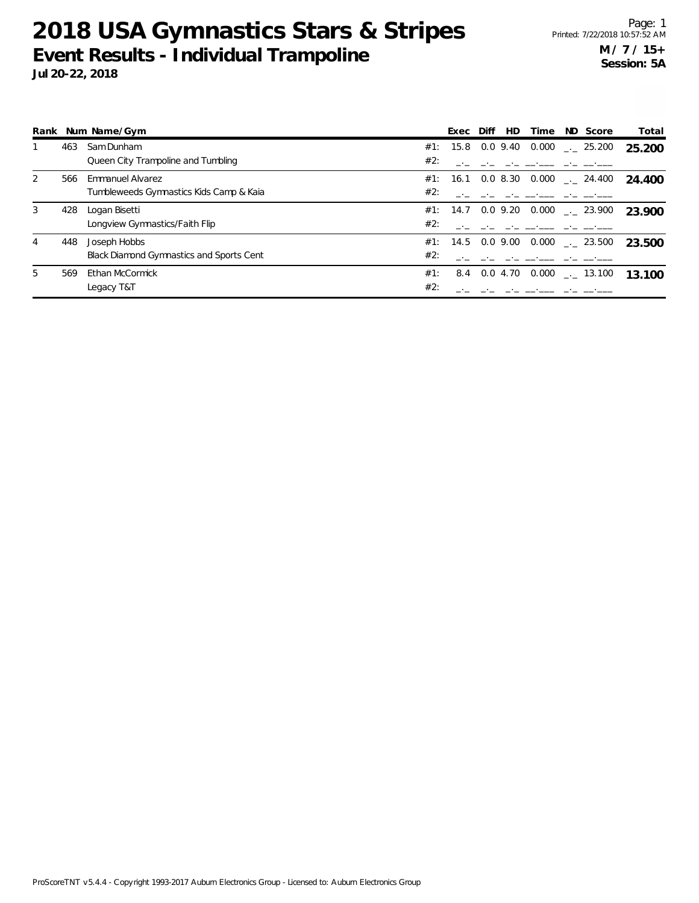# 2018 USA Gymnastics Stars & Stripes

## Event Results - Individual Trampoline

**Jul 20-22, 2018**

Page: 1
Printed: 7/22/2018 10:57:52 AM

**M / 7 / 15+**
**Session: 5A**

| Rank | Num | Name/Gym | | Exec | Diff | HD | Time | ND | Score | Total |
|---|---|---|---|---|---|---|---|---|---|---|
| 1 | 463 | Sam Dunham | #1: | 15.8 | 0.0 | 9.40 | 0.000 | _._ | 25.200 | **25.200** |
| | | Queen City Trampoline and Tumbling | #2: | _._ | _._ | _._ | __.___ | _._ | __.___ | |
| 2 | 566 | Emmanuel Alvarez | #1: | 16.1 | 0.0 | 8.30 | 0.000 | _._ | 24.400 | **24.400** |
| | | Tumbleweeds Gymnastics Kids Camp & Kaia | #2: | _._ | _._ | _._ | __.___ | _._ | __.___ | |
| 3 | 428 | Logan Bisetti | #1: | 14.7 | 0.0 | 9.20 | 0.000 | _._ | 23.900 | **23.900** |
| | | Longview Gymnastics/Faith Flip | #2: | _._ | _._ | _._ | __.___ | _._ | __.___ | |
| 4 | 448 | Joseph Hobbs | #1: | 14.5 | 0.0 | 9.00 | 0.000 | _._ | 23.500 | **23.500** |
| | | Black Diamond Gymnastics and Sports Cent | #2: | _._ | _._ | _._ | __.___ | _._ | __.___ | |
| 5 | 569 | Ethan McCormick | #1: | 8.4 | 0.0 | 4.70 | 0.000 | _._ | 13.100 | **13.100** |
| | | Legacy T&T | #2: | _._ | _._ | _._ | __.___ | _._ | __.___ | |

ProScoreTNT v5.4.4 - Copyright 1993-2017 Auburn Electronics Group - Licensed to: Auburn Electronics Group